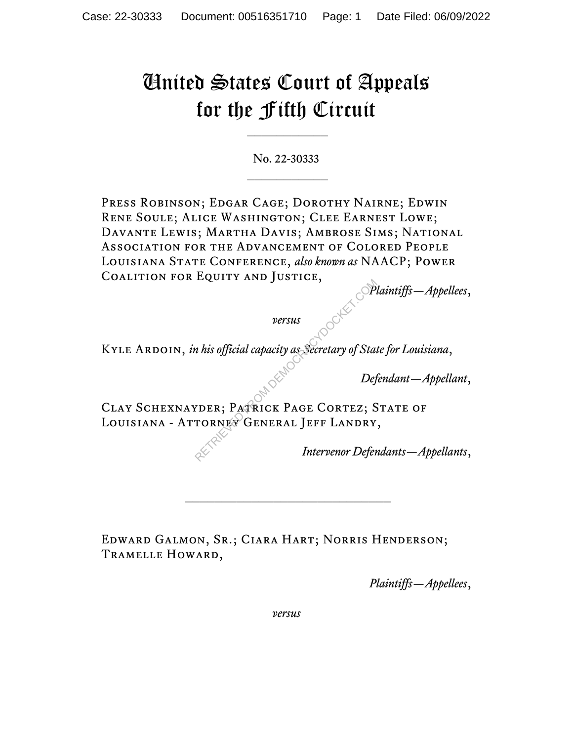# United States Court of Appeals for the Fifth Circuit

---

No. 22-30333

---

PRESS ROBINSON; EDGAR CAGE; DOROTHY NAIRNE; EDWIN RENE SOULE; ALICE WASHINGTON; CLEE EARNEST LOWE; DAVANTE LEWIS; MARTHA DAVIS; AMBROSE SIMS; NATIONAL ASSOCIATION FOR THE ADVANCEMENT OF COLORED PEOPLE LOUISIANA STATE CONFERENCE, *also known as* NAACP; POWER COALITION FOR EQUITY AND JUSTICE,

*Plaintiffs—Appellees*,

*versus*

KYLE ARDOIN, *in his official capacity as Secretary of State for Louisiana*,

*Defendant—Appellant*,

CLAY SCHEXNAYDER; PATRICK PAGE CORTEZ; STATE OF LOUISIANA - ATTORNEY GENERAL JEFF LANDRY,

*Intervenor Defendants—Appellants*,

---

EDWARD GALMON, SR.; CIARA HART; NORRIS HENDERSON; TRAMELLE HOWARD,

*Plaintiffs—Appellees*,

*versus*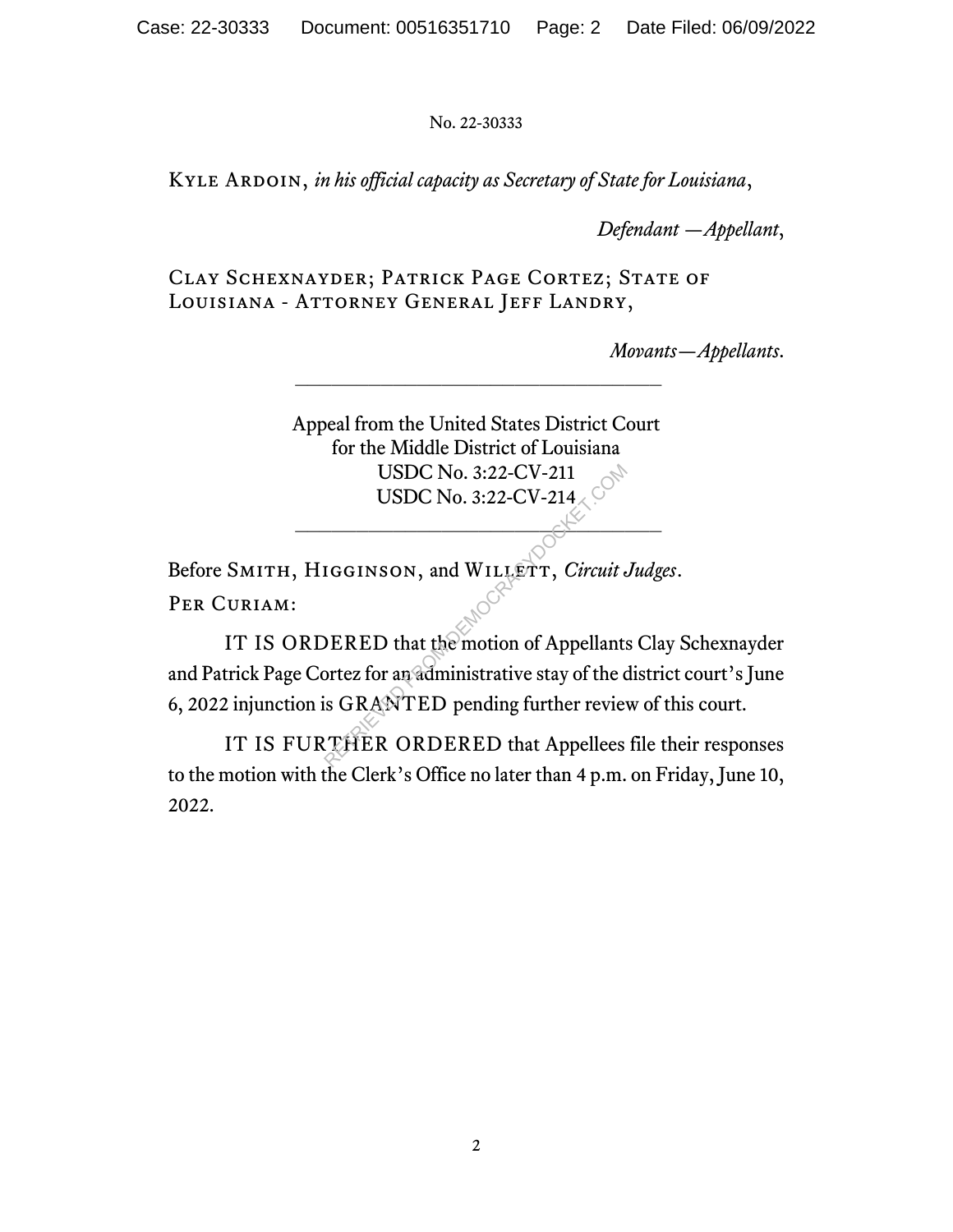No. 22-30333

Kyle Ardoin, *in his official capacity as Secretary of State for Louisiana*,

*Defendant —Appellant*,

Clay Schexnayder; Patrick Page Cortez; State of Louisiana - Attorney General Jeff Landry,

*Movants—Appellants*.

---

Appeal from the United States District Court
for the Middle District of Louisiana
USDC No. 3:22-CV-211
USDC No. 3:22-CV-214

---

Before Smith, Higginson, and Willett, *Circuit Judges*.

Per Curiam:

IT IS ORDERED that the motion of Appellants Clay Schexnayder and Patrick Page Cortez for an administrative stay of the district court's June 6, 2022 injunction is GRANTED pending further review of this court.

IT IS FURTHER ORDERED that Appellees file their responses to the motion with the Clerk's Office no later than 4 p.m. on Friday, June 10, 2022.